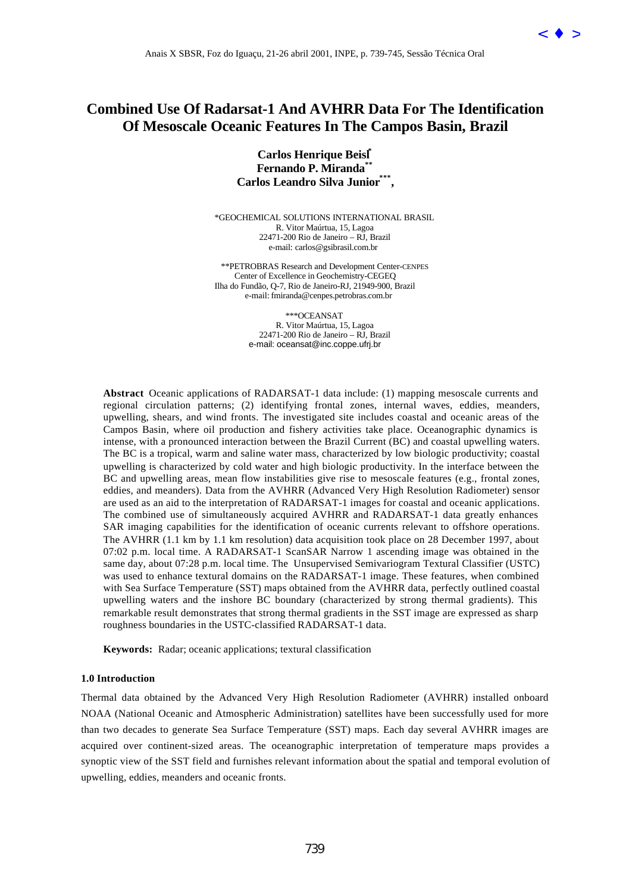# Combined Use Of Radarsat-1 And AVHRR Data For The Identification Of Mesoscale Oceanic Features In The Campos Basin, Brazil

**Carlos Henrique Beisl[*]**
**Fernando P. Miranda[**]**
**Carlos Leandro Silva Junior[***],**

*GEOCHEMICAL SOLUTIONS INTERNATIONAL BRASIL
R. Vitor Maúrtua, 15, Lagoa
22471-200 Rio de Janeiro – RJ, Brazil
e-mail: carlos@gsibrasil.com.br

**PETROBRAS Research and Development Center-CENPES
Center of Excellence in Geochemistry-CEGEQ
Ilha do Fundão, Q-7, Rio de Janeiro-RJ, 21949-900, Brazil
e-mail: fmiranda@cenpes.petrobras.com.br

***OCEANSAT
R. Vitor Maúrtua, 15, Lagoa
22471-200 Rio de Janeiro – RJ, Brazil
e-mail: oceansat@inc.coppe.ufrj.br

**Abstract** Oceanic applications of RADARSAT-1 data include: (1) mapping mesoscale currents and regional circulation patterns; (2) identifying frontal zones, internal waves, eddies, meanders, upwelling, shears, and wind fronts. The investigated site includes coastal and oceanic areas of the Campos Basin, where oil production and fishery activities take place. Oceanographic dynamics is intense, with a pronounced interaction between the Brazil Current (BC) and coastal upwelling waters. The BC is a tropical, warm and saline water mass, characterized by low biologic productivity; coastal upwelling is characterized by cold water and high biologic productivity. In the interface between the BC and upwelling areas, mean flow instabilities give rise to mesoscale features (e.g., frontal zones, eddies, and meanders). Data from the AVHRR (Advanced Very High Resolution Radiometer) sensor are used as an aid to the interpretation of RADARSAT-1 images for coastal and oceanic applications. The combined use of simultaneously acquired AVHRR and RADARSAT-1 data greatly enhances SAR imaging capabilities for the identification of oceanic currents relevant to offshore operations. The AVHRR (1.1 km by 1.1 km resolution) data acquisition took place on 28 December 1997, about 07:02 p.m. local time. A RADARSAT-1 ScanSAR Narrow 1 ascending image was obtained in the same day, about 07:28 p.m. local time. The Unsupervised Semivariogram Textural Classifier (USTC) was used to enhance textural domains on the RADARSAT-1 image. These features, when combined with Sea Surface Temperature (SST) maps obtained from the AVHRR data, perfectly outlined coastal upwelling waters and the inshore BC boundary (characterized by strong thermal gradients). This remarkable result demonstrates that strong thermal gradients in the SST image are expressed as sharp roughness boundaries in the USTC-classified RADARSAT-1 data.

**Keywords:** Radar; oceanic applications; textural classification

### 1.0 Introduction

Thermal data obtained by the Advanced Very High Resolution Radiometer (AVHRR) installed onboard NOAA (National Oceanic and Atmospheric Administration) satellites have been successfully used for more than two decades to generate Sea Surface Temperature (SST) maps. Each day several AVHRR images are acquired over continent-sized areas. The oceanographic interpretation of temperature maps provides a synoptic view of the SST field and furnishes relevant information about the spatial and temporal evolution of upwelling, eddies, meanders and oceanic fronts.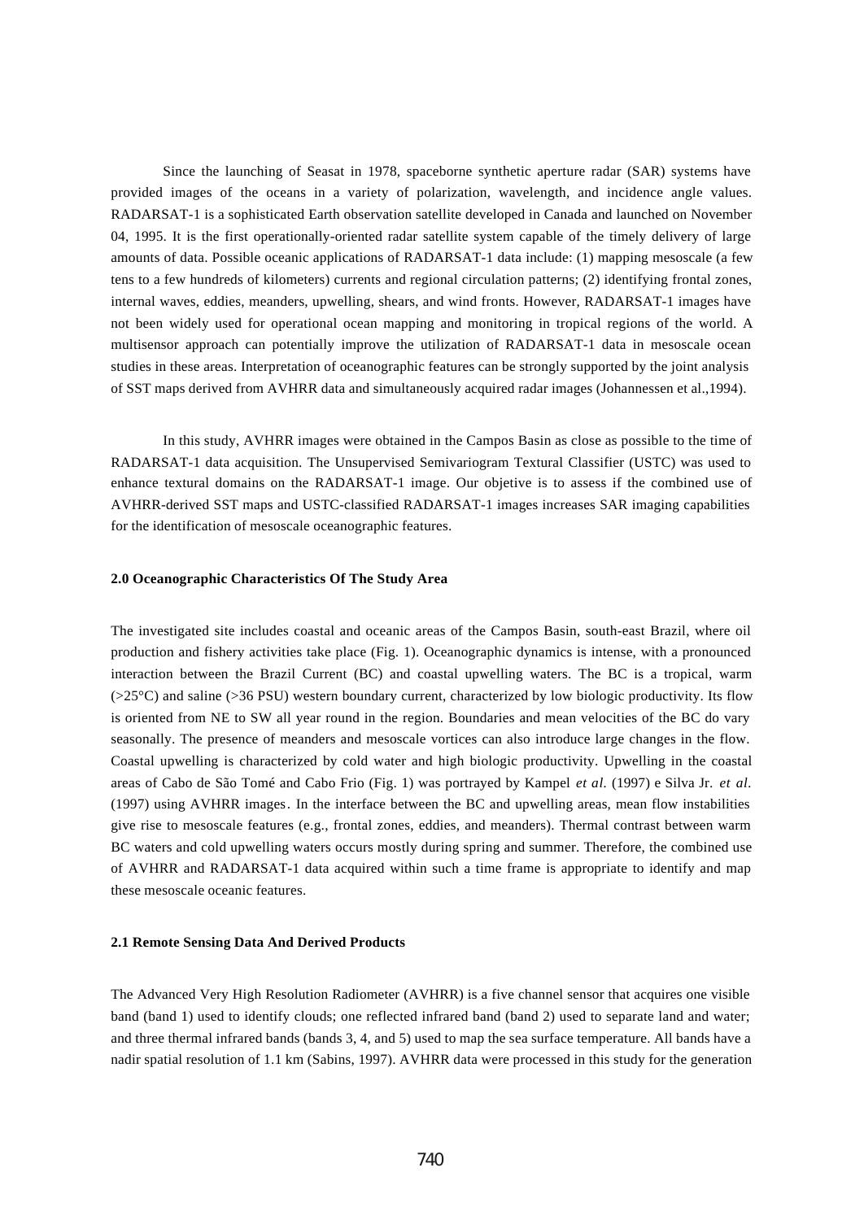Since the launching of Seasat in 1978, spaceborne synthetic aperture radar (SAR) systems have provided images of the oceans in a variety of polarization, wavelength, and incidence angle values. RADARSAT-1 is a sophisticated Earth observation satellite developed in Canada and launched on November 04, 1995. It is the first operationally-oriented radar satellite system capable of the timely delivery of large amounts of data. Possible oceanic applications of RADARSAT-1 data include: (1) mapping mesoscale (a few tens to a few hundreds of kilometers) currents and regional circulation patterns; (2) identifying frontal zones, internal waves, eddies, meanders, upwelling, shears, and wind fronts. However, RADARSAT-1 images have not been widely used for operational ocean mapping and monitoring in tropical regions of the world. A multisensor approach can potentially improve the utilization of RADARSAT-1 data in mesoscale ocean studies in these areas. Interpretation of oceanographic features can be strongly supported by the joint analysis of SST maps derived from AVHRR data and simultaneously acquired radar images (Johannessen et al.,1994).

In this study, AVHRR images were obtained in the Campos Basin as close as possible to the time of RADARSAT-1 data acquisition. The Unsupervised Semivariogram Textural Classifier (USTC) was used to enhance textural domains on the RADARSAT-1 image. Our objetive is to assess if the combined use of AVHRR-derived SST maps and USTC-classified RADARSAT-1 images increases SAR imaging capabilities for the identification of mesoscale oceanographic features.

### 2.0 Oceanographic Characteristics Of The Study Area

The investigated site includes coastal and oceanic areas of the Campos Basin, south-east Brazil, where oil production and fishery activities take place (Fig. 1). Oceanographic dynamics is intense, with a pronounced interaction between the Brazil Current (BC) and coastal upwelling waters. The BC is a tropical, warm (>25°C) and saline (>36 PSU) western boundary current, characterized by low biologic productivity. Its flow is oriented from NE to SW all year round in the region. Boundaries and mean velocities of the BC do vary seasonally. The presence of meanders and mesoscale vortices can also introduce large changes in the flow. Coastal upwelling is characterized by cold water and high biologic productivity. Upwelling in the coastal areas of Cabo de São Tomé and Cabo Frio (Fig. 1) was portrayed by Kampel *et al.* (1997) e Silva Jr. *et al.* (1997) using AVHRR images. In the interface between the BC and upwelling areas, mean flow instabilities give rise to mesoscale features (e.g., frontal zones, eddies, and meanders). Thermal contrast between warm BC waters and cold upwelling waters occurs mostly during spring and summer. Therefore, the combined use of AVHRR and RADARSAT-1 data acquired within such a time frame is appropriate to identify and map these mesoscale oceanic features.

### 2.1 Remote Sensing Data And Derived Products

The Advanced Very High Resolution Radiometer (AVHRR) is a five channel sensor that acquires one visible band (band 1) used to identify clouds; one reflected infrared band (band 2) used to separate land and water; and three thermal infrared bands (bands 3, 4, and 5) used to map the sea surface temperature. All bands have a nadir spatial resolution of 1.1 km (Sabins, 1997). AVHRR data were processed in this study for the generation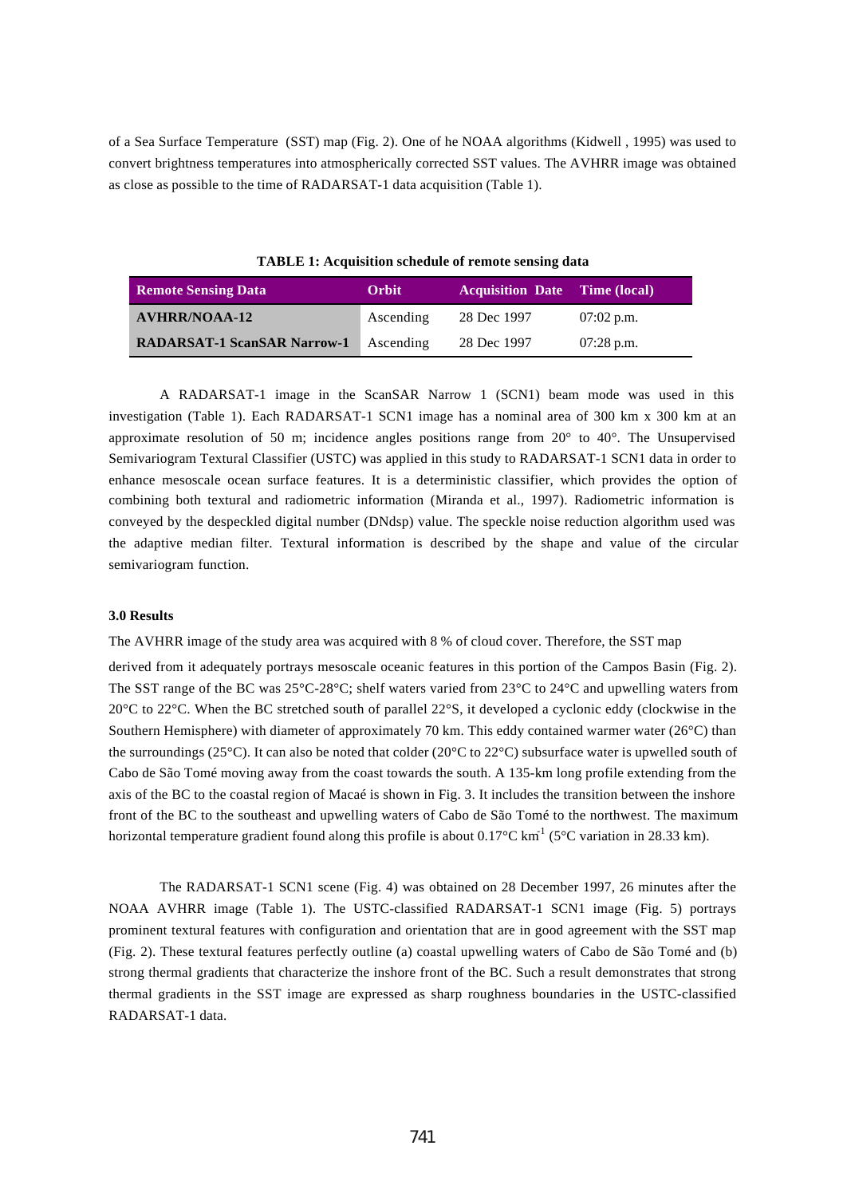of a Sea Surface Temperature  (SST) map (Fig. 2). One of he NOAA algorithms (Kidwell , 1995) was used to convert brightness temperatures into atmospherically corrected SST values. The AVHRR image was obtained as close as possible to the time of RADARSAT-1 data acquisition (Table 1).

**TABLE 1: Acquisition schedule of remote sensing data**

| Remote Sensing Data | Orbit | Acquisition Date | Time (local) |
|---|---|---|---|
| **AVHRR/NOAA-12** | Ascending | 28 Dec 1997 | 07:02 p.m. |
| **RADARSAT-1 ScanSAR Narrow-1** | Ascending | 28 Dec 1997 | 07:28 p.m. |

A RADARSAT-1 image in the ScanSAR Narrow 1 (SCN1) beam mode was used in this investigation (Table 1). Each RADARSAT-1 SCN1 image has a nominal area of 300 km x 300 km at an approximate resolution of 50 m; incidence angles positions range from 20° to 40°. The Unsupervised Semivariogram Textural Classifier (USTC) was applied in this study to RADARSAT-1 SCN1 data in order to enhance mesoscale ocean surface features. It is a deterministic classifier, which provides the option of combining both textural and radiometric information (Miranda et al., 1997). Radiometric information is conveyed by the despeckled digital number (DNdsp) value. The speckle noise reduction algorithm used was the adaptive median filter. Textural information is described by the shape and value of the circular semivariogram function.

**3.0 Results**

The AVHRR image of the study area was acquired with 8 % of cloud cover. Therefore, the SST map derived from it adequately portrays mesoscale oceanic features in this portion of the Campos Basin (Fig. 2). The SST range of the BC was 25°C-28°C; shelf waters varied from 23°C to 24°C and upwelling waters from 20°C to 22°C. When the BC stretched south of parallel 22°S, it developed a cyclonic eddy (clockwise in the Southern Hemisphere) with diameter of approximately 70 km. This eddy contained warmer water (26°C) than the surroundings (25°C). It can also be noted that colder (20°C to 22°C) subsurface water is upwelled south of Cabo de São Tomé moving away from the coast towards the south. A 135-km long profile extending from the axis of the BC to the coastal region of Macaé is shown in Fig. 3. It includes the transition between the inshore front of the BC to the southeast and upwelling waters of Cabo de São Tomé to the northwest. The maximum horizontal temperature gradient found along this profile is about 0.17°C $km^{-1}$ (5°C variation in 28.33 km).

The RADARSAT-1 SCN1 scene (Fig. 4) was obtained on 28 December 1997, 26 minutes after the NOAA AVHRR image (Table 1). The USTC-classified RADARSAT-1 SCN1 image (Fig. 5) portrays prominent textural features with configuration and orientation that are in good agreement with the SST map (Fig. 2). These textural features perfectly outline (a) coastal upwelling waters of Cabo de São Tomé and (b) strong thermal gradients that characterize the inshore front of the BC. Such a result demonstrates that strong thermal gradients in the SST image are expressed as sharp roughness boundaries in the USTC-classified RADARSAT-1 data.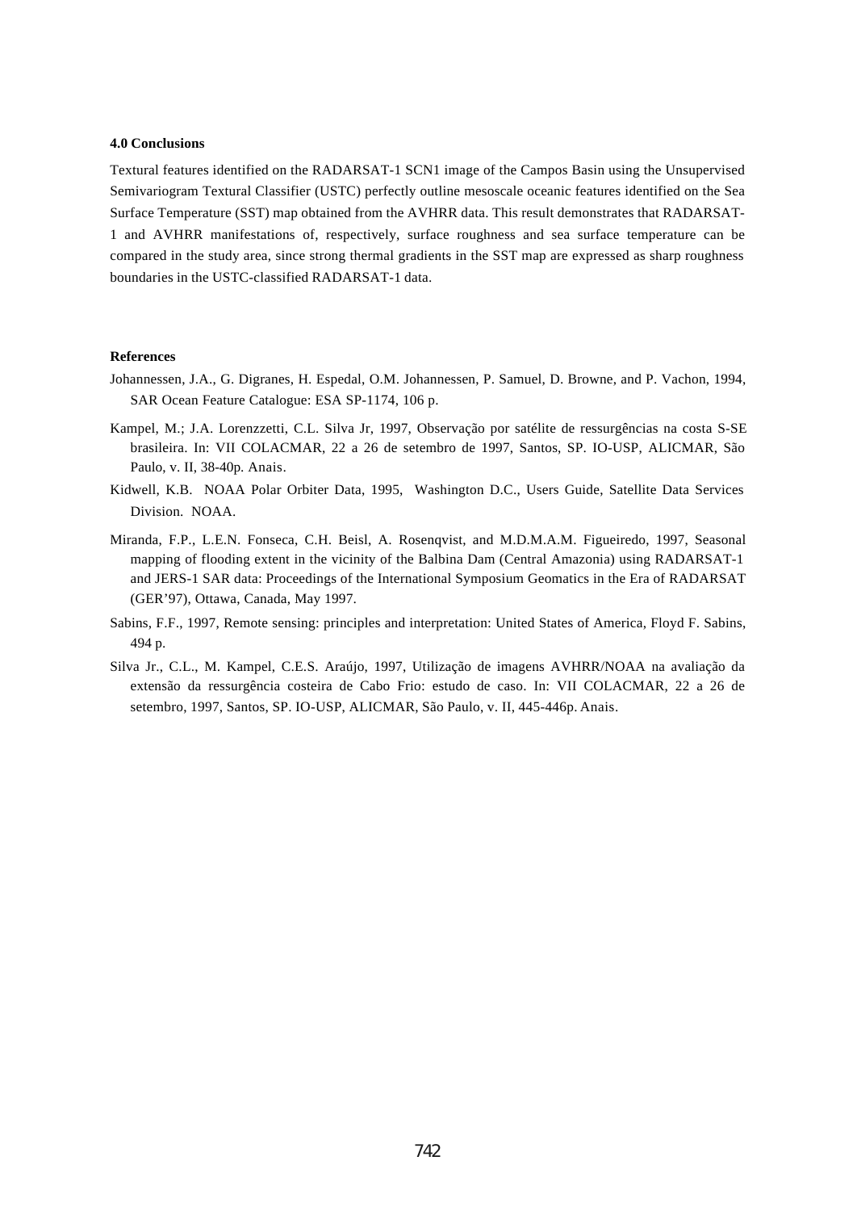## 4.0 Conclusions

Textural features identified on the RADARSAT-1 SCN1 image of the Campos Basin using the Unsupervised Semivariogram Textural Classifier (USTC) perfectly outline mesoscale oceanic features identified on the Sea Surface Temperature (SST) map obtained from the AVHRR data. This result demonstrates that RADARSAT-1 and AVHRR manifestations of, respectively, surface roughness and sea surface temperature can be compared in the study area, since strong thermal gradients in the SST map are expressed as sharp roughness boundaries in the USTC-classified RADARSAT-1 data.

## References

Johannessen, J.A., G. Digranes, H. Espedal, O.M. Johannessen, P. Samuel, D. Browne, and P. Vachon, 1994, SAR Ocean Feature Catalogue: ESA SP-1174, 106 p.

Kampel, M.; J.A. Lorenzzetti, C.L. Silva Jr, 1997, Observação por satélite de ressurgências na costa S-SE brasileira. In: VII COLACMAR, 22 a 26 de setembro de 1997, Santos, SP. IO-USP, ALICMAR, São Paulo, v. II, 38-40p. Anais.

Kidwell, K.B. NOAA Polar Orbiter Data, 1995, Washington D.C., Users Guide, Satellite Data Services Division. NOAA.

Miranda, F.P., L.E.N. Fonseca, C.H. Beisl, A. Rosenqvist, and M.D.M.A.M. Figueiredo, 1997, Seasonal mapping of flooding extent in the vicinity of the Balbina Dam (Central Amazonia) using RADARSAT-1 and JERS-1 SAR data: Proceedings of the International Symposium Geomatics in the Era of RADARSAT (GER'97), Ottawa, Canada, May 1997.

Sabins, F.F., 1997, Remote sensing: principles and interpretation: United States of America, Floyd F. Sabins, 494 p.

Silva Jr., C.L., M. Kampel, C.E.S. Araújo, 1997, Utilização de imagens AVHRR/NOAA na avaliação da extensão da ressurgência costeira de Cabo Frio: estudo de caso. In: VII COLACMAR, 22 a 26 de setembro, 1997, Santos, SP. IO-USP, ALICMAR, São Paulo, v. II, 445-446p. Anais.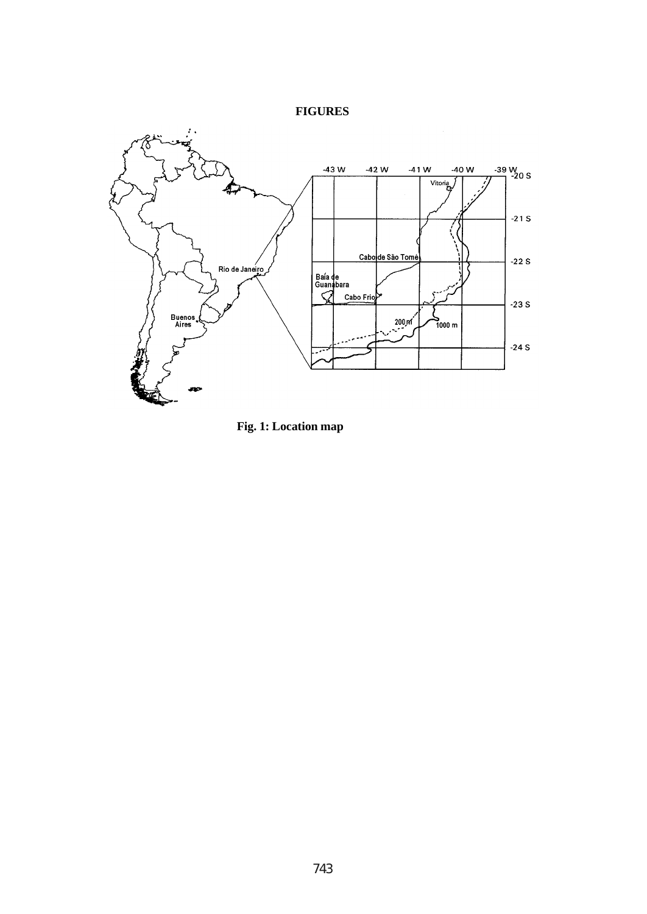**FIGURES**

**Fig. 1: Location map**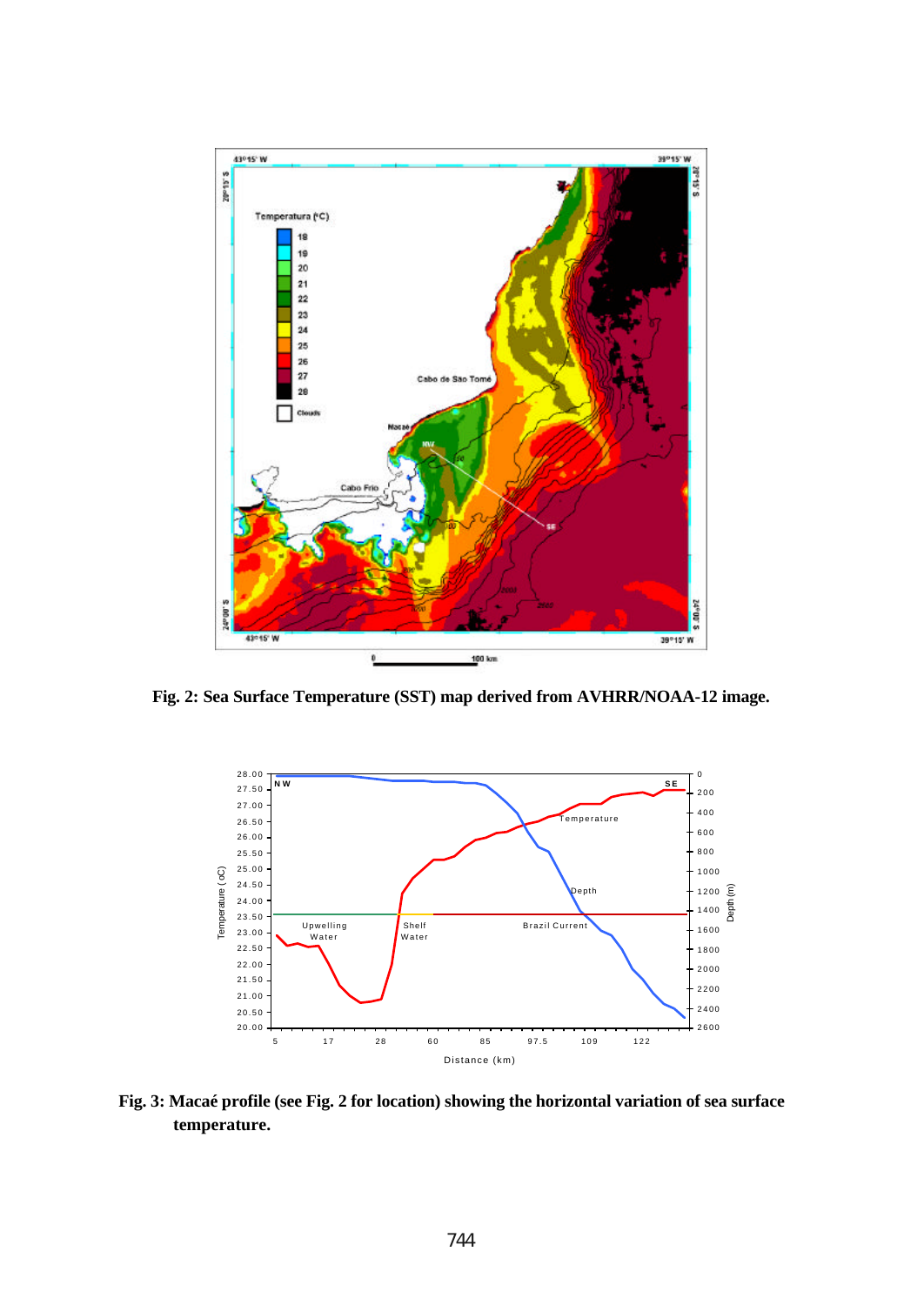**Fig. 2: Sea Surface Temperature (SST) map derived from AVHRR/NOAA-12 image.**

**Fig. 3: Macaé profile (see Fig. 2 for location) showing the horizontal variation of sea surface temperature.**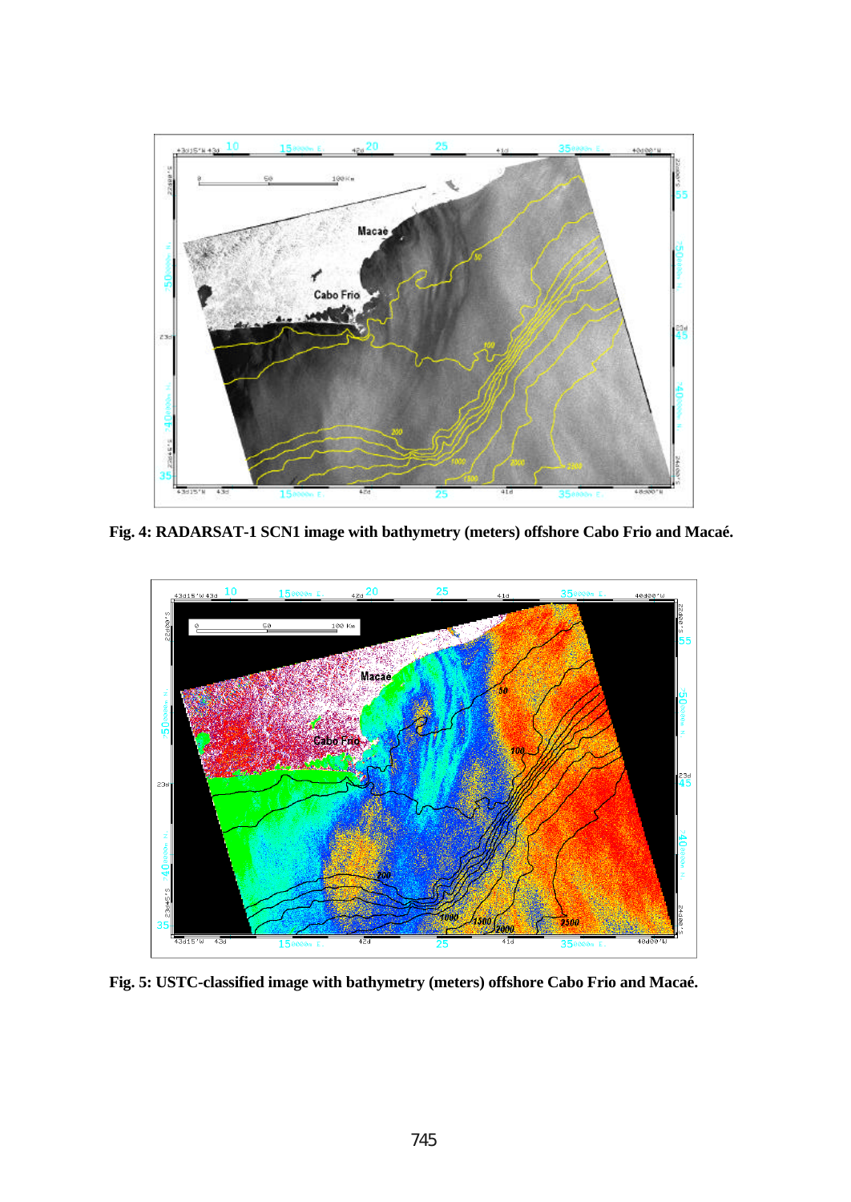Fig. 4: RADARSAT-1 SCN1 image with bathymetry (meters) offshore Cabo Frio and Macaé.

Fig. 5: USTC-classified image with bathymetry (meters) offshore Cabo Frio and Macaé.